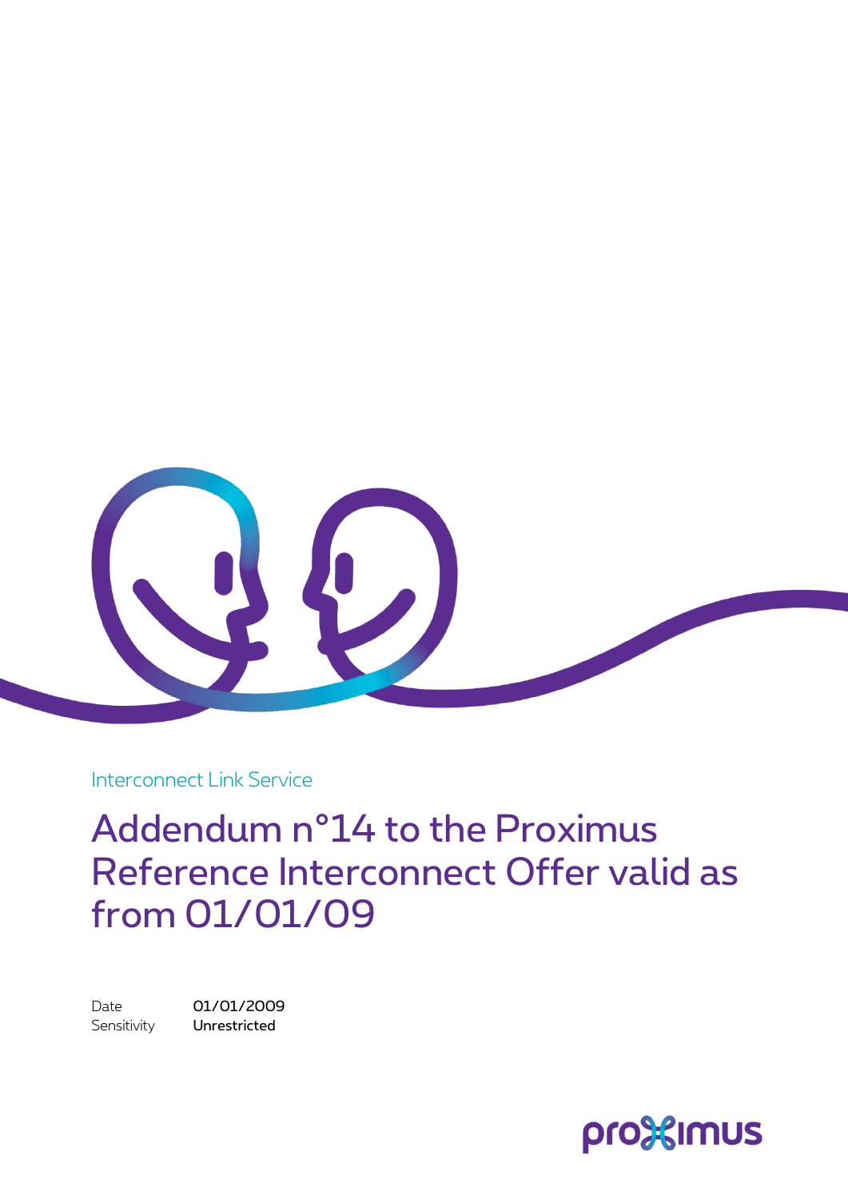Interconnect Link Service

# Addendum n°14 to the Proximus Reference Interconnect Offer valid as from 01/01/09

Date 01/01/2009

Sensitivity **Unrestricted**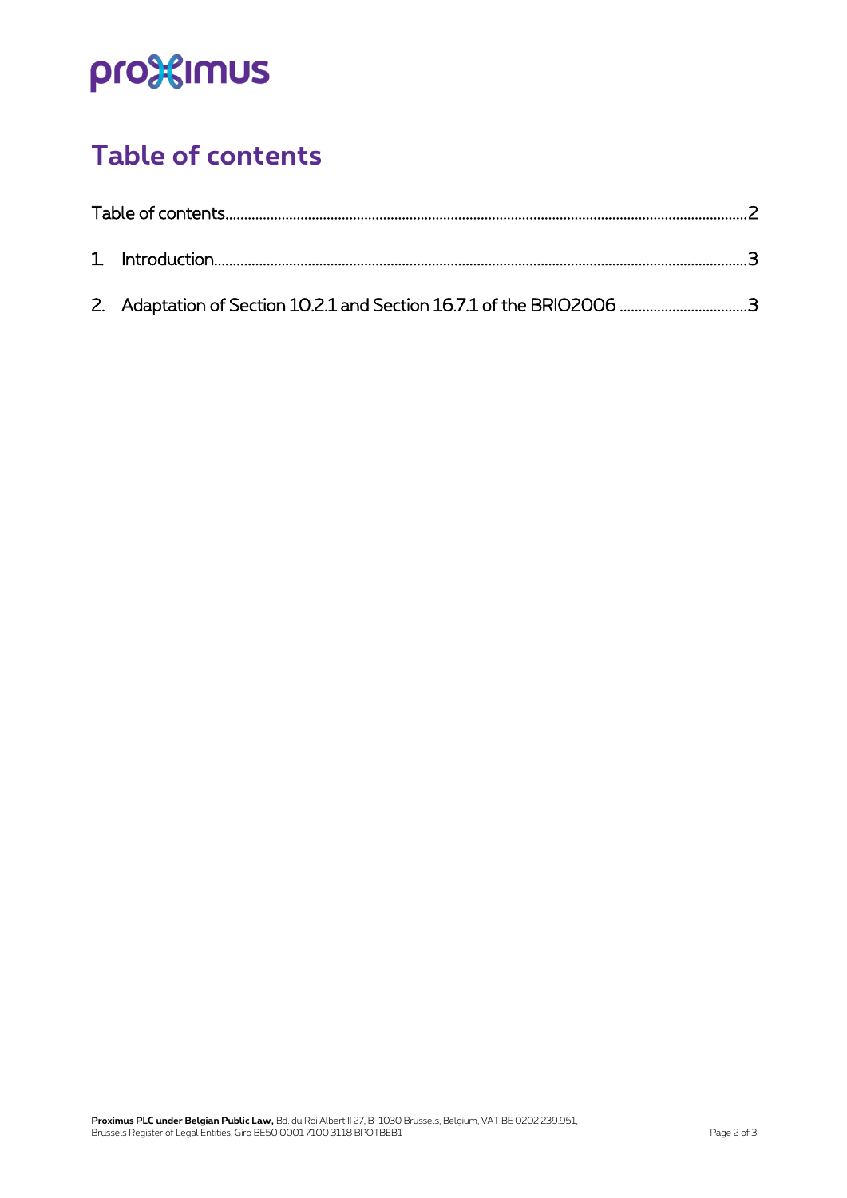# Table of contents

Table of contents........................................................................................................................................2

1. Introduction...........................................................................................................................................3

2. Adaptation of Section 10.2.1 and Section 16.7.1 of the BRIO2006 .................................3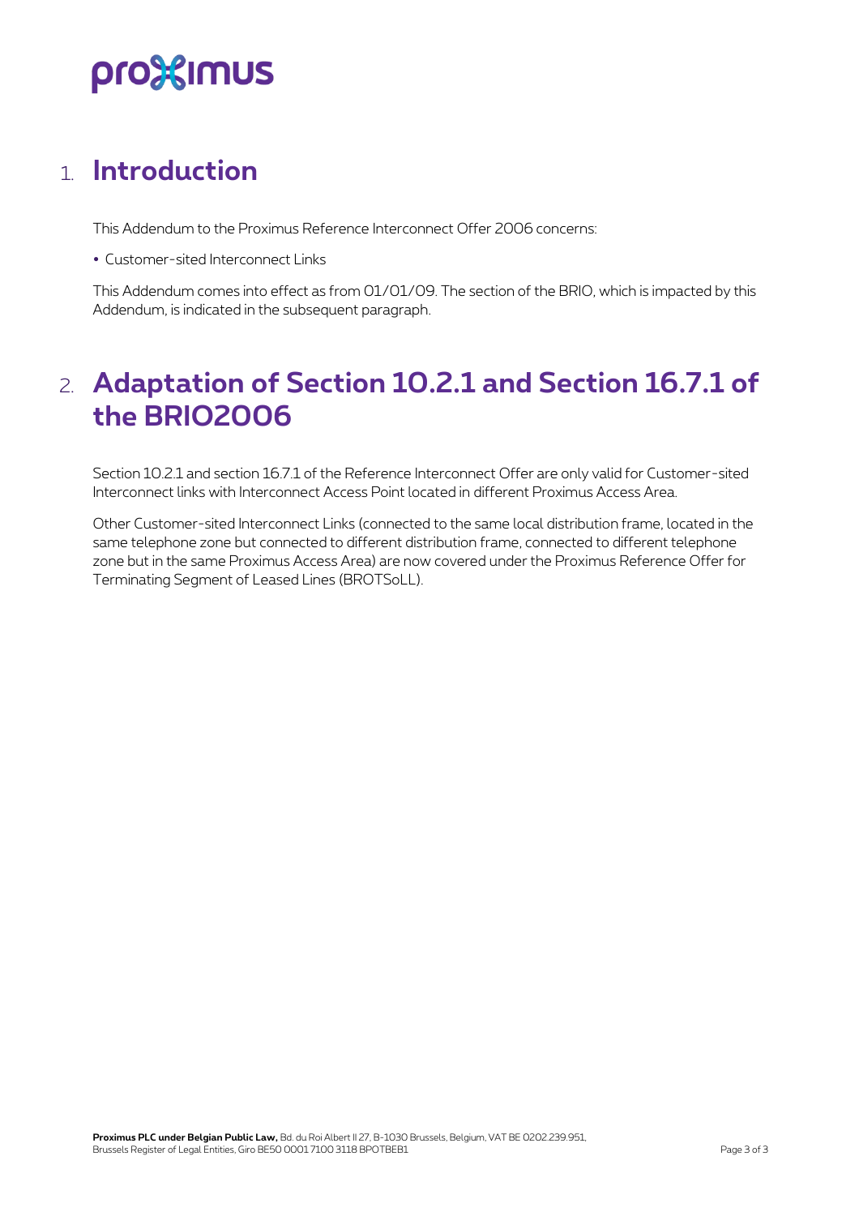# 1. Introduction

This Addendum to the Proximus Reference Interconnect Offer 2006 concerns:

- Customer-sited Interconnect Links

This Addendum comes into effect as from 01/01/09. The section of the BRIO, which is impacted by this Addendum, is indicated in the subsequent paragraph.

# 2. Adaptation of Section 10.2.1 and Section 16.7.1 of the BRIO2006

Section 10.2.1 and section 16.7.1 of the Reference Interconnect Offer are only valid for Customer-sited Interconnect links with Interconnect Access Point located in different Proximus Access Area.

Other Customer-sited Interconnect Links (connected to the same local distribution frame, located in the same telephone zone but connected to different distribution frame, connected to different telephone zone but in the same Proximus Access Area) are now covered under the Proximus Reference Offer for Terminating Segment of Leased Lines (BROTSoLL).